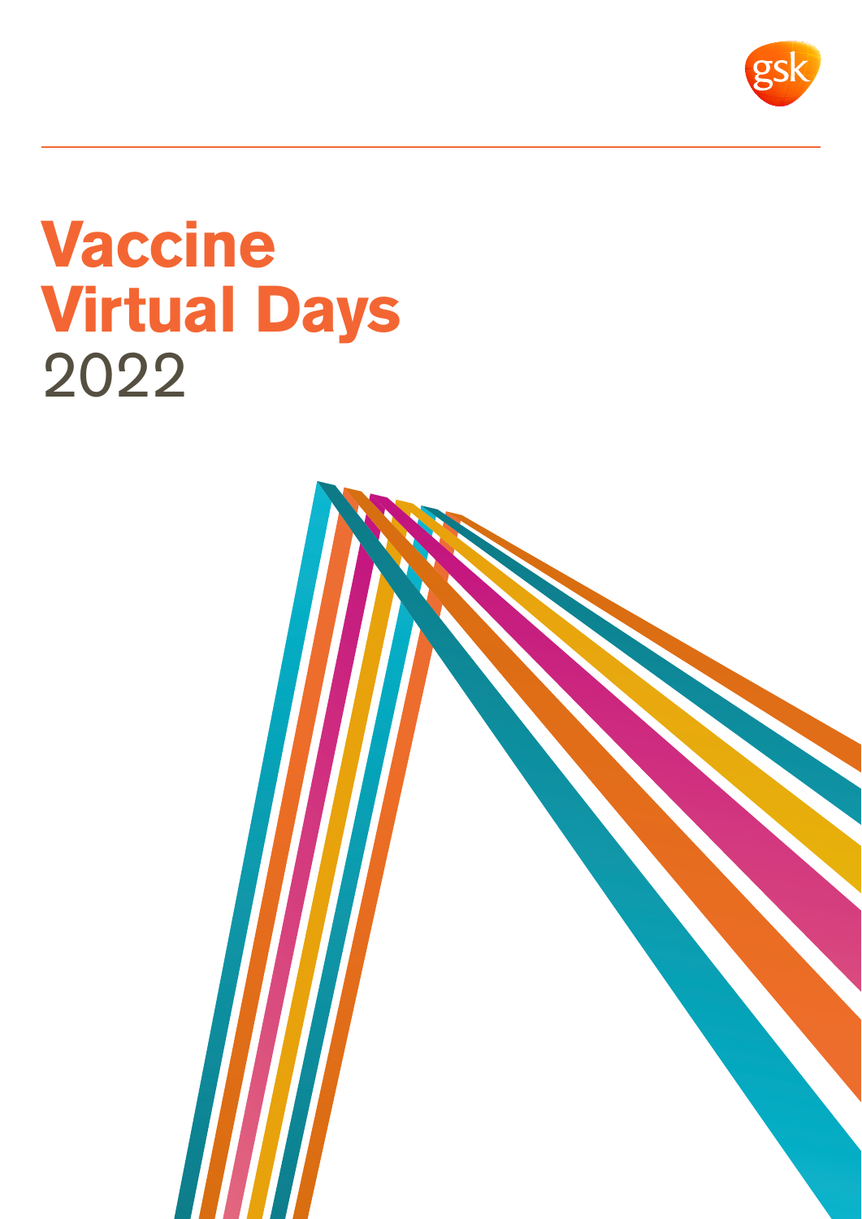# Vaccine Virtual Days 2022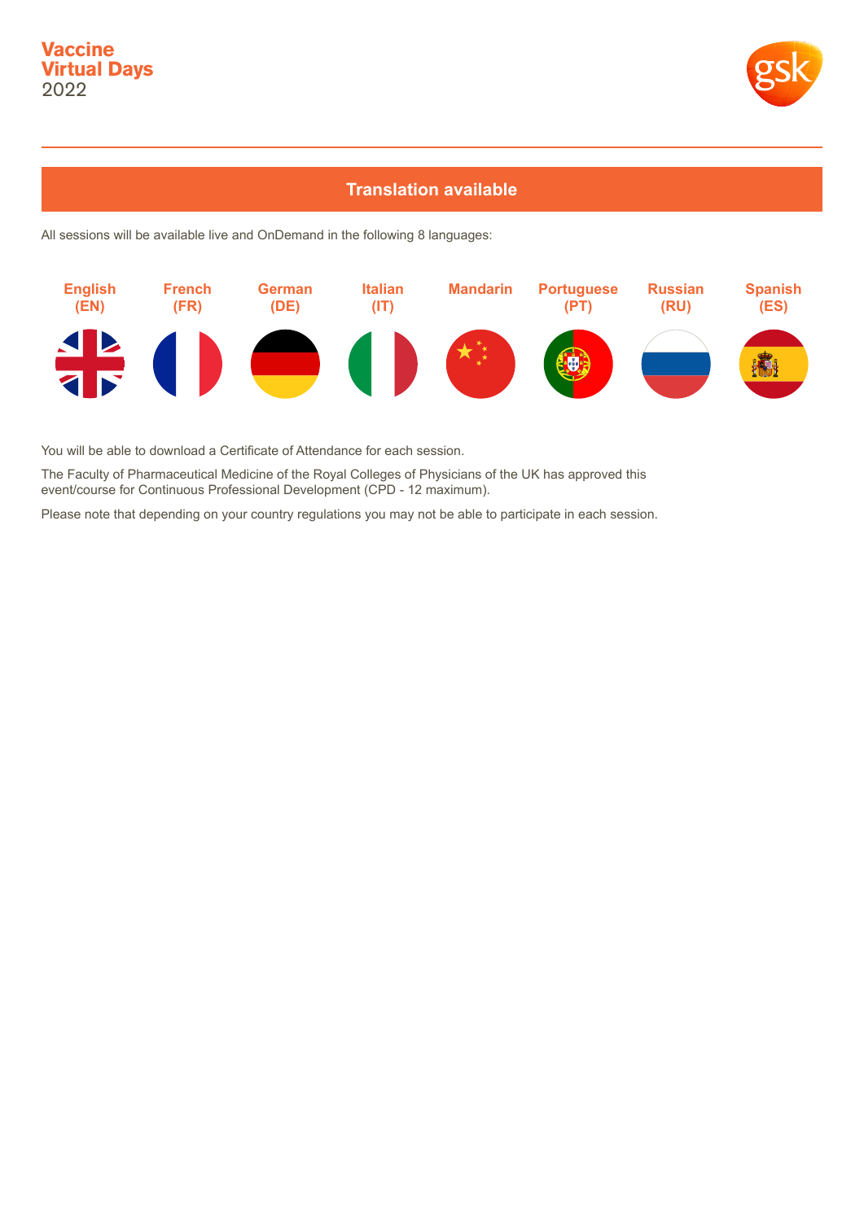## Translation available

All sessions will be available live and OnDemand in the following 8 languages:

- English (EN)
- French (FR)
- German (DE)
- Italian (IT)
- Mandarin
- Portuguese (PT)
- Russian (RU)
- Spanish (ES)

You will be able to download a Certificate of Attendance for each session.

The Faculty of Pharmaceutical Medicine of the Royal Colleges of Physicians of the UK has approved this event/course for Continuous Professional Development (CPD - 12 maximum).

Please note that depending on your country regulations you may not be able to participate in each session.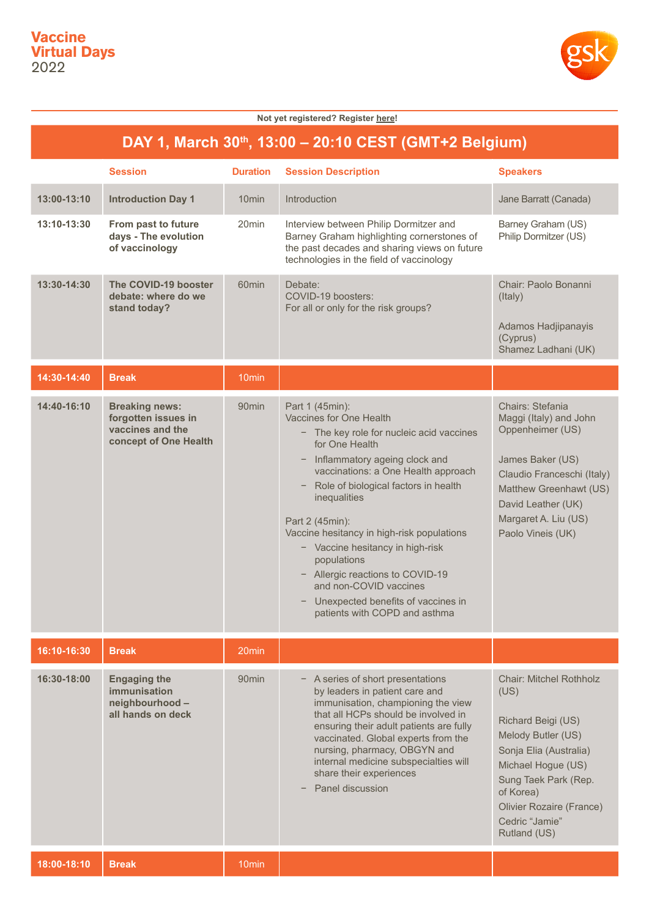# Vaccine Virtual Days 2022

Not yet registered? Register here!

## DAY 1, March 30th, 13:00 – 20:10 CEST (GMT+2 Belgium)

| | Session | Duration | Session Description | Speakers |
|---|---|---|---|---|
| 13:00-13:10 | **Introduction Day 1** | 10min | Introduction | Jane Barratt (Canada) |
| 13:10-13:30 | **From past to future days - The evolution of vaccinology** | 20min | Interview between Philip Dormitzer and Barney Graham highlighting cornerstones of the past decades and sharing views on future technologies in the field of vaccinology | Barney Graham (US)<br>Philip Dormitzer (US) |
| 13:30-14:30 | **The COVID-19 booster debate: where do we stand today?** | 60min | Debate:<br>COVID-19 boosters:<br>For all or only for the risk groups? | Chair: Paolo Bonanni (Italy)<br><br>Adamos Hadjipanayis (Cyprus)<br>Shamez Ladhani (UK) |
| 14:30-14:40 | **Break** | 10min | | |
| 14:40-16:10 | **Breaking news: forgotten issues in vaccines and the concept of One Health** | 90min | Part 1 (45min):<br>Vaccines for One Health<br>– The key role for nucleic acid vaccines for One Health<br>– Inflammatory ageing clock and vaccinations: a One Health approach<br>– Role of biological factors in health inequalities<br><br>Part 2 (45min):<br>Vaccine hesitancy in high-risk populations<br>– Vaccine hesitancy in high-risk populations<br>– Allergic reactions to COVID-19 and non-COVID vaccines<br>– Unexpected benefits of vaccines in patients with COPD and asthma | Chairs: Stefania Maggi (Italy) and John Oppenheimer (US)<br><br>James Baker (US)<br>Claudio Franceschi (Italy)<br>Matthew Greenhawt (US)<br>David Leather (UK)<br>Margaret A. Liu (US)<br>Paolo Vineis (UK) |
| 16:10-16:30 | **Break** | 20min | | |
| 16:30-18:00 | **Engaging the immunisation neighbourhood – all hands on deck** | 90min | – A series of short presentations by leaders in patient care and immunisation, championing the view that all HCPs should be involved in ensuring their adult patients are fully vaccinated. Global experts from the nursing, pharmacy, OBGYN and internal medicine subspecialties will share their experiences<br>– Panel discussion | Chair: Mitchel Rothholz (US)<br><br>Richard Beigi (US)<br>Melody Butler (US)<br>Sonja Elia (Australia)<br>Michael Hogue (US)<br>Sung Taek Park (Rep. of Korea)<br>Olivier Rozaire (France)<br>Cedric "Jamie" Rutland (US) |
| 18:00-18:10 | **Break** | 10min | | |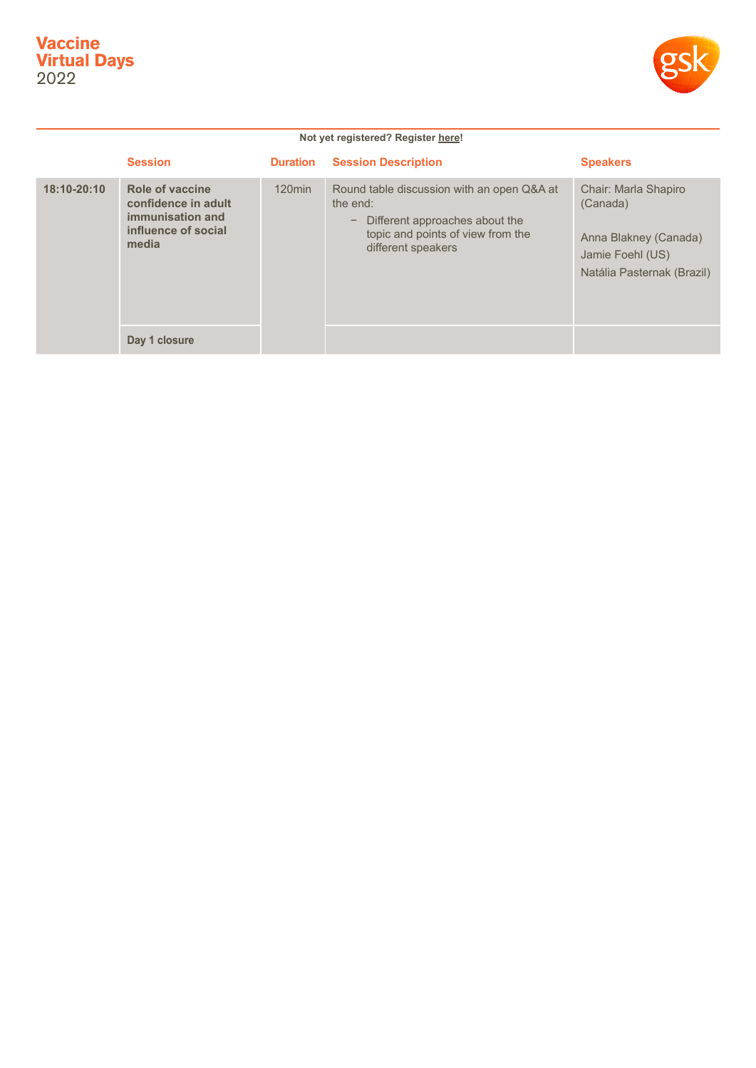**Vaccine Virtual Days** 2022

Not yet registered? Register here!

| | Session | Duration | Session Description | Speakers |
|---|---|---|---|---|
| **18:10-20:10** | **Role of vaccine confidence in adult immunisation and influence of social media** | 120min | Round table discussion with an open Q&A at the end:<br>− Different approaches about the topic and points of view from the different speakers | Chair: Marla Shapiro (Canada)<br><br>Anna Blakney (Canada)<br>Jamie Foehl (US)<br>Natália Pasternak (Brazil) |
| | **Day 1 closure** | | | |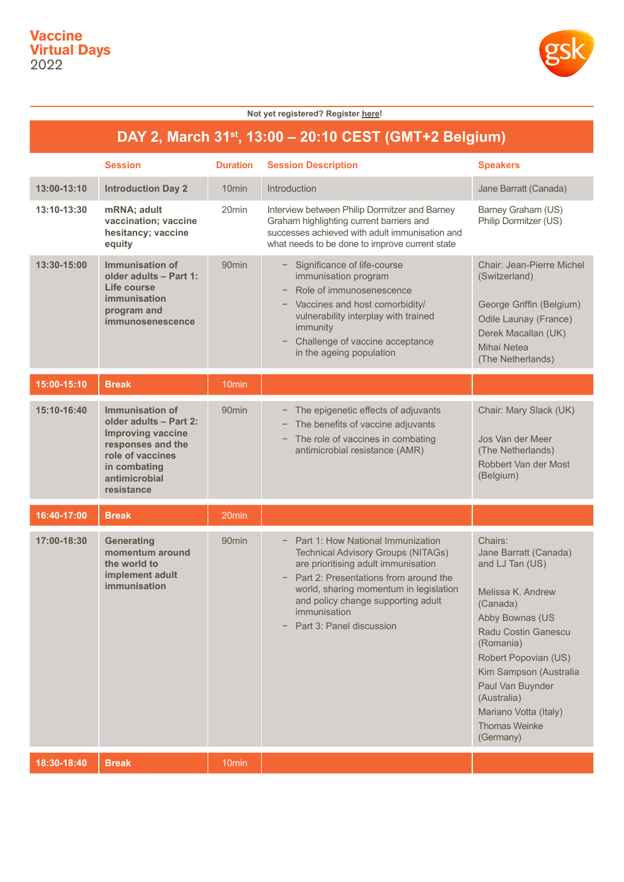# Vaccine Virtual Days 2022

Not yet registered? Register here!

## DAY 2, March 31st, 13:00 – 20:10 CEST (GMT+2 Belgium)

| | Session | Duration | Session Description | Speakers |
|---|---|---|---|---|
| 13:00-13:10 | **Introduction Day 2** | 10min | Introduction | Jane Barratt (Canada) |
| 13:10-13:30 | **mRNA; adult vaccination; vaccine hesitancy; vaccine equity** | 20min | Interview between Philip Dormitzer and Barney Graham highlighting current barriers and successes achieved with adult immunisation and what needs to be done to improve current state | Barney Graham (US)<br>Philip Dormitzer (US) |
| 13:30-15:00 | **Immunisation of older adults – Part 1: Life course immunisation program and immunosenescence** | 90min | – Significance of life-course immunisation program<br>– Role of immunosenescence<br>– Vaccines and host comorbidity/ vulnerability interplay with trained immunity<br>– Challenge of vaccine acceptance in the ageing population | Chair: Jean-Pierre Michel (Switzerland)<br><br>George Griffin (Belgium)<br>Odile Launay (France)<br>Derek Macallan (UK)<br>Mihai Netea (The Netherlands) |
| 15:00-15:10 | **Break** | 10min | | |
| 15:10-16:40 | **Immunisation of older adults – Part 2: Improving vaccine responses and the role of vaccines in combating antimicrobial resistance** | 90min | – The epigenetic effects of adjuvants<br>– The benefits of vaccine adjuvants<br>– The role of vaccines in combating antimicrobial resistance (AMR) | Chair: Mary Slack (UK)<br><br>Jos Van der Meer (The Netherlands)<br>Robbert Van der Most (Belgium) |
| 16:40-17:00 | **Break** | 20min | | |
| 17:00-18:30 | **Generating momentum around the world to implement adult immunisation** | 90min | – Part 1: How National Immunization Technical Advisory Groups (NITAGs) are prioritising adult immunisation<br>– Part 2: Presentations from around the world, sharing momentum in legislation and policy change supporting adult immunisation<br>– Part 3: Panel discussion | Chairs:<br>Jane Barratt (Canada) and LJ Tan (US)<br><br>Melissa K. Andrew (Canada)<br>Abby Bownas (US<br>Radu Costin Ganescu (Romania)<br>Robert Popovian (US)<br>Kim Sampson (Australia<br>Paul Van Buynder (Australia)<br>Mariano Votta (Italy)<br>Thomas Weinke (Germany) |
| 18:30-18:40 | **Break** | 10min | | |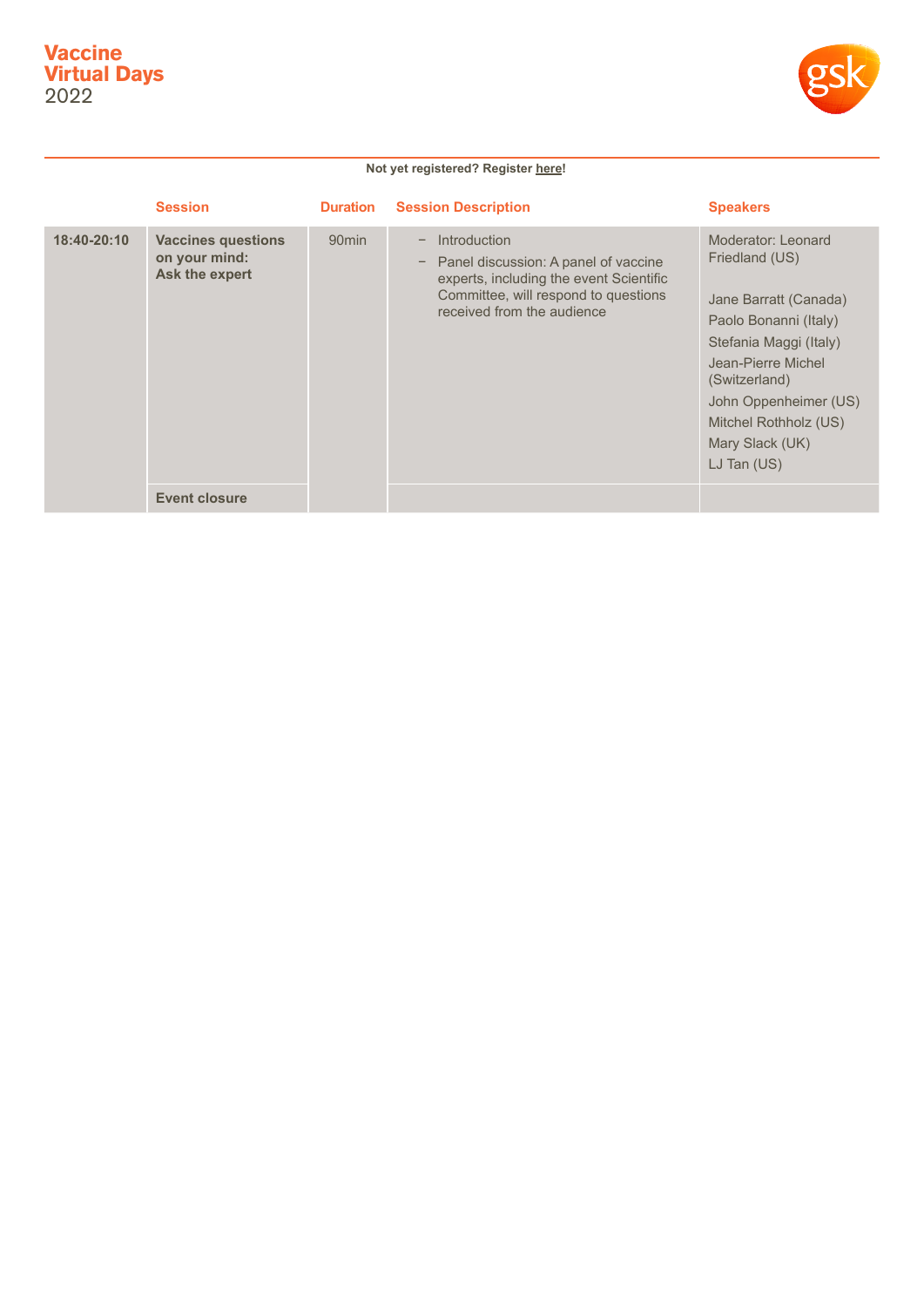Not yet registered? Register here!

| | Session | Duration | Session Description | Speakers |
|---|---|---|---|---|
| 18:40-20:10 | **Vaccines questions on your mind: Ask the expert** | 90min | – Introduction<br>– Panel discussion: A panel of vaccine experts, including the event Scientific Committee, will respond to questions received from the audience | Moderator: Leonard Friedland (US)<br><br>Jane Barratt (Canada)<br>Paolo Bonanni (Italy)<br>Stefania Maggi (Italy)<br>Jean-Pierre Michel (Switzerland)<br>John Oppenheimer (US)<br>Mitchel Rothholz (US)<br>Mary Slack (UK)<br>LJ Tan (US) |
| | **Event closure** | | | |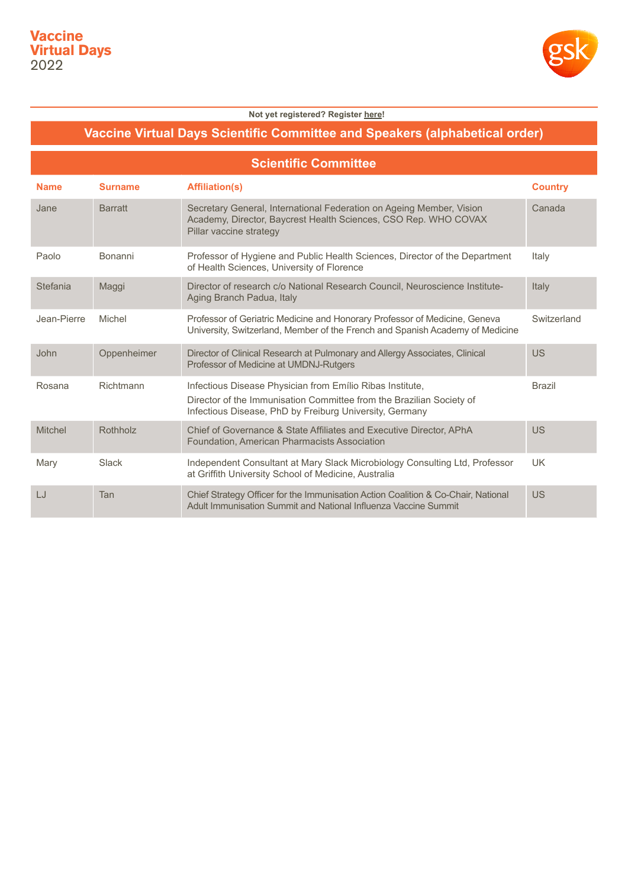Vaccine Virtual Days 2022

Not yet registered? Register here!

## Vaccine Virtual Days Scientific Committee and Speakers (alphabetical order)

### Scientific Committee

| Name | Surname | Affiliation(s) | Country |
|---|---|---|---|
| Jane | Barratt | Secretary General, International Federation on Ageing Member, Vision Academy, Director, Baycrest Health Sciences, CSO Rep. WHO COVAX Pillar vaccine strategy | Canada |
| Paolo | Bonanni | Professor of Hygiene and Public Health Sciences, Director of the Department of Health Sciences, University of Florence | Italy |
| Stefania | Maggi | Director of research c/o National Research Council, Neuroscience Institute-Aging Branch Padua, Italy | Italy |
| Jean-Pierre | Michel | Professor of Geriatric Medicine and Honorary Professor of Medicine, Geneva University, Switzerland, Member of the French and Spanish Academy of Medicine | Switzerland |
| John | Oppenheimer | Director of Clinical Research at Pulmonary and Allergy Associates, Clinical Professor of Medicine at UMDNJ-Rutgers | US |
| Rosana | Richtmann | Infectious Disease Physician from Emílio Ribas Institute, Director of the Immunisation Committee from the Brazilian Society of Infectious Disease, PhD by Freiburg University, Germany | Brazil |
| Mitchel | Rothholz | Chief of Governance & State Affiliates and Executive Director, APhA Foundation, American Pharmacists Association | US |
| Mary | Slack | Independent Consultant at Mary Slack Microbiology Consulting Ltd, Professor at Griffith University School of Medicine, Australia | UK |
| LJ | Tan | Chief Strategy Officer for the Immunisation Action Coalition & Co-Chair, National Adult Immunisation Summit and National Influenza Vaccine Summit | US |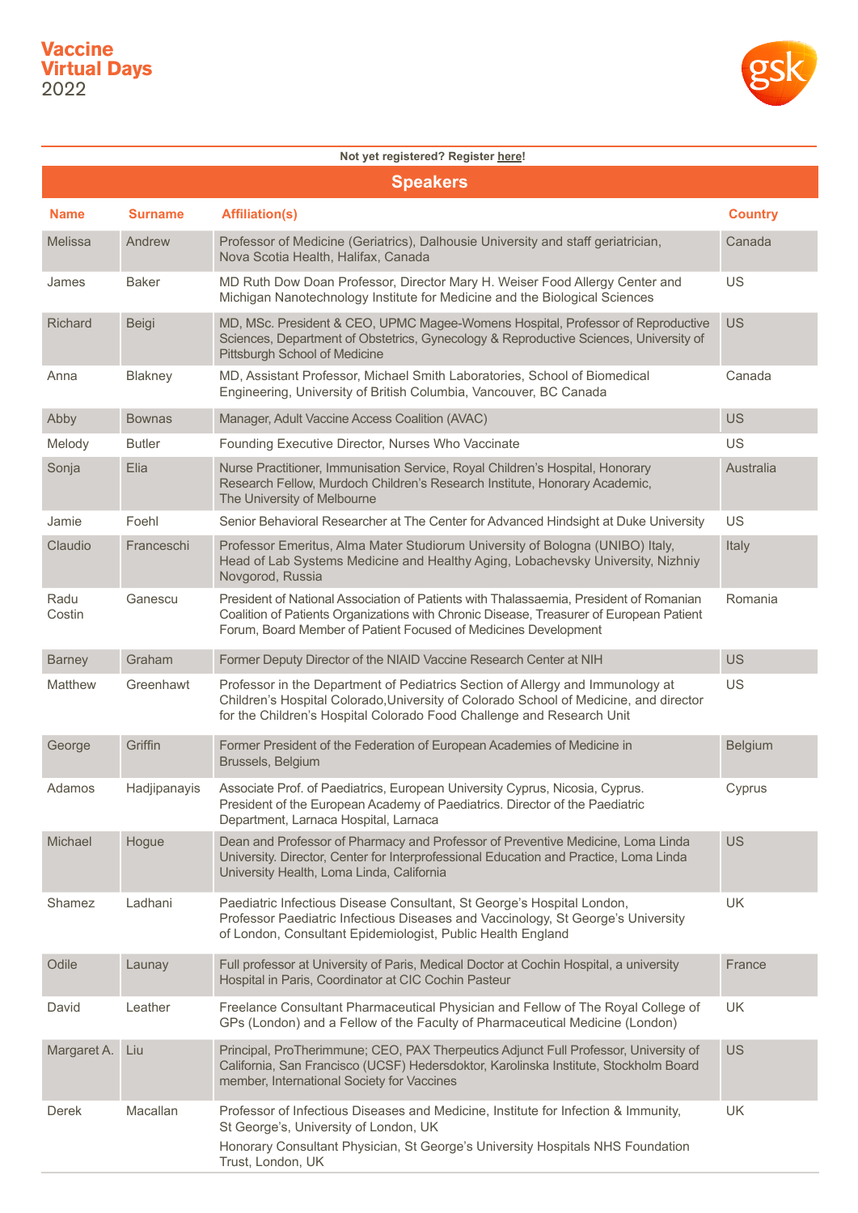# Vaccine Virtual Days 2022

Not yet registered? Register here!

## Speakers

| Name | Surname | Affiliation(s) | Country |
|---|---|---|---|
| Melissa | Andrew | Professor of Medicine (Geriatrics), Dalhousie University and staff geriatrician, Nova Scotia Health, Halifax, Canada | Canada |
| James | Baker | MD Ruth Dow Doan Professor, Director Mary H. Weiser Food Allergy Center and Michigan Nanotechnology Institute for Medicine and the Biological Sciences | US |
| Richard | Beigi | MD, MSc. President & CEO, UPMC Magee-Womens Hospital, Professor of Reproductive Sciences, Department of Obstetrics, Gynecology & Reproductive Sciences, University of Pittsburgh School of Medicine | US |
| Anna | Blakney | MD, Assistant Professor, Michael Smith Laboratories, School of Biomedical Engineering, University of British Columbia, Vancouver, BC Canada | Canada |
| Abby | Bownas | Manager, Adult Vaccine Access Coalition (AVAC) | US |
| Melody | Butler | Founding Executive Director, Nurses Who Vaccinate | US |
| Sonja | Elia | Nurse Practitioner, Immunisation Service, Royal Children's Hospital, Honorary Research Fellow, Murdoch Children's Research Institute, Honorary Academic, The University of Melbourne | Australia |
| Jamie | Foehl | Senior Behavioral Researcher at The Center for Advanced Hindsight at Duke University | US |
| Claudio | Franceschi | Professor Emeritus, Alma Mater Studiorum University of Bologna (UNIBO) Italy, Head of Lab Systems Medicine and Healthy Aging, Lobachevsky University, Nizhniy Novgorod, Russia | Italy |
| Radu Costin | Ganescu | President of National Association of Patients with Thalassaemia, President of Romanian Coalition of Patients Organizations with Chronic Disease, Treasurer of European Patient Forum, Board Member of Patient Focused of Medicines Development | Romania |
| Barney | Graham | Former Deputy Director of the NIAID Vaccine Research Center at NIH | US |
| Matthew | Greenhawt | Professor in the Department of Pediatrics Section of Allergy and Immunology at Children's Hospital Colorado,University of Colorado School of Medicine, and director for the Children's Hospital Colorado Food Challenge and Research Unit | US |
| George | Griffin | Former President of the Federation of European Academies of Medicine in Brussels, Belgium | Belgium |
| Adamos | Hadjipanayis | Associate Prof. of Paediatrics, European University Cyprus, Nicosia, Cyprus. President of the European Academy of Paediatrics. Director of the Paediatric Department, Larnaca Hospital, Larnaca | Cyprus |
| Michael | Hogue | Dean and Professor of Pharmacy and Professor of Preventive Medicine, Loma Linda University. Director, Center for Interprofessional Education and Practice, Loma Linda University Health, Loma Linda, California | US |
| Shamez | Ladhani | Paediatric Infectious Disease Consultant, St George's Hospital London, Professor Paediatric Infectious Diseases and Vaccinology, St George's University of London, Consultant Epidemiologist, Public Health England | UK |
| Odile | Launay | Full professor at University of Paris, Medical Doctor at Cochin Hospital, a university Hospital in Paris, Coordinator at CIC Cochin Pasteur | France |
| David | Leather | Freelance Consultant Pharmaceutical Physician and Fellow of The Royal College of GPs (London) and a Fellow of the Faculty of Pharmaceutical Medicine (London) | UK |
| Margaret A. | Liu | Principal, ProTherimmune; CEO, PAX Therpeutics Adjunct Full Professor, University of California, San Francisco (UCSF) Hedersdoktor, Karolinska Institute, Stockholm Board member, International Society for Vaccines | US |
| Derek | Macallan | Professor of Infectious Diseases and Medicine, Institute for Infection & Immunity, St George's, University of London, UK<br>Honorary Consultant Physician, St George's University Hospitals NHS Foundation Trust, London, UK | UK |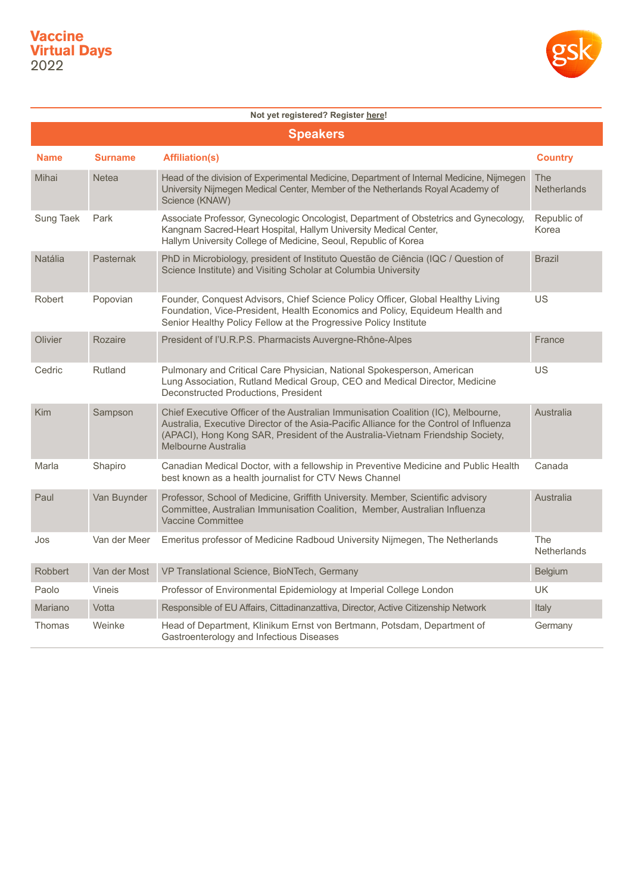**Vaccine Virtual Days**
2022

**Not yet registered? Register here!**

## Speakers

| Name | Surname | Affiliation(s) | Country |
|---|---|---|---|
| Mihai | Netea | Head of the division of Experimental Medicine, Department of Internal Medicine, Nijmegen University Nijmegen Medical Center, Member of the Netherlands Royal Academy of Science (KNAW) | The Netherlands |
| Sung Taek | Park | Associate Professor, Gynecologic Oncologist, Department of Obstetrics and Gynecology, Kangnam Sacred-Heart Hospital, Hallym University Medical Center, Hallym University College of Medicine, Seoul, Republic of Korea | Republic of Korea |
| Natália | Pasternak | PhD in Microbiology, president of Instituto Questão de Ciência (IQC / Question of Science Institute) and Visiting Scholar at Columbia University | Brazil |
| Robert | Popovian | Founder, Conquest Advisors, Chief Science Policy Officer, Global Healthy Living Foundation, Vice-President, Health Economics and Policy, Equideum Health and Senior Healthy Policy Fellow at the Progressive Policy Institute | US |
| Olivier | Rozaire | President of l'U.R.P.S. Pharmacists Auvergne-Rhône-Alpes | France |
| Cedric | Rutland | Pulmonary and Critical Care Physician, National Spokesperson, American Lung Association, Rutland Medical Group, CEO and Medical Director, Medicine Deconstructed Productions, President | US |
| Kim | Sampson | Chief Executive Officer of the Australian Immunisation Coalition (IC), Melbourne, Australia, Executive Director of the Asia-Pacific Alliance for the Control of Influenza (APACI), Hong Kong SAR, President of the Australia-Vietnam Friendship Society, Melbourne Australia | Australia |
| Marla | Shapiro | Canadian Medical Doctor, with a fellowship in Preventive Medicine and Public Health best known as a health journalist for CTV News Channel | Canada |
| Paul | Van Buynder | Professor, School of Medicine, Griffith University. Member, Scientific advisory Committee, Australian Immunisation Coalition, Member, Australian Influenza Vaccine Committee | Australia |
| Jos | Van der Meer | Emeritus professor of Medicine Radboud University Nijmegen, The Netherlands | The Netherlands |
| Robbert | Van der Most | VP Translational Science, BioNTech, Germany | Belgium |
| Paolo | Vineis | Professor of Environmental Epidemiology at Imperial College London | UK |
| Mariano | Votta | Responsible of EU Affairs, Cittadinanzattiva, Director, Active Citizenship Network | Italy |
| Thomas | Weinke | Head of Department, Klinikum Ernst von Bertmann, Potsdam, Department of Gastroenterology and Infectious Diseases | Germany |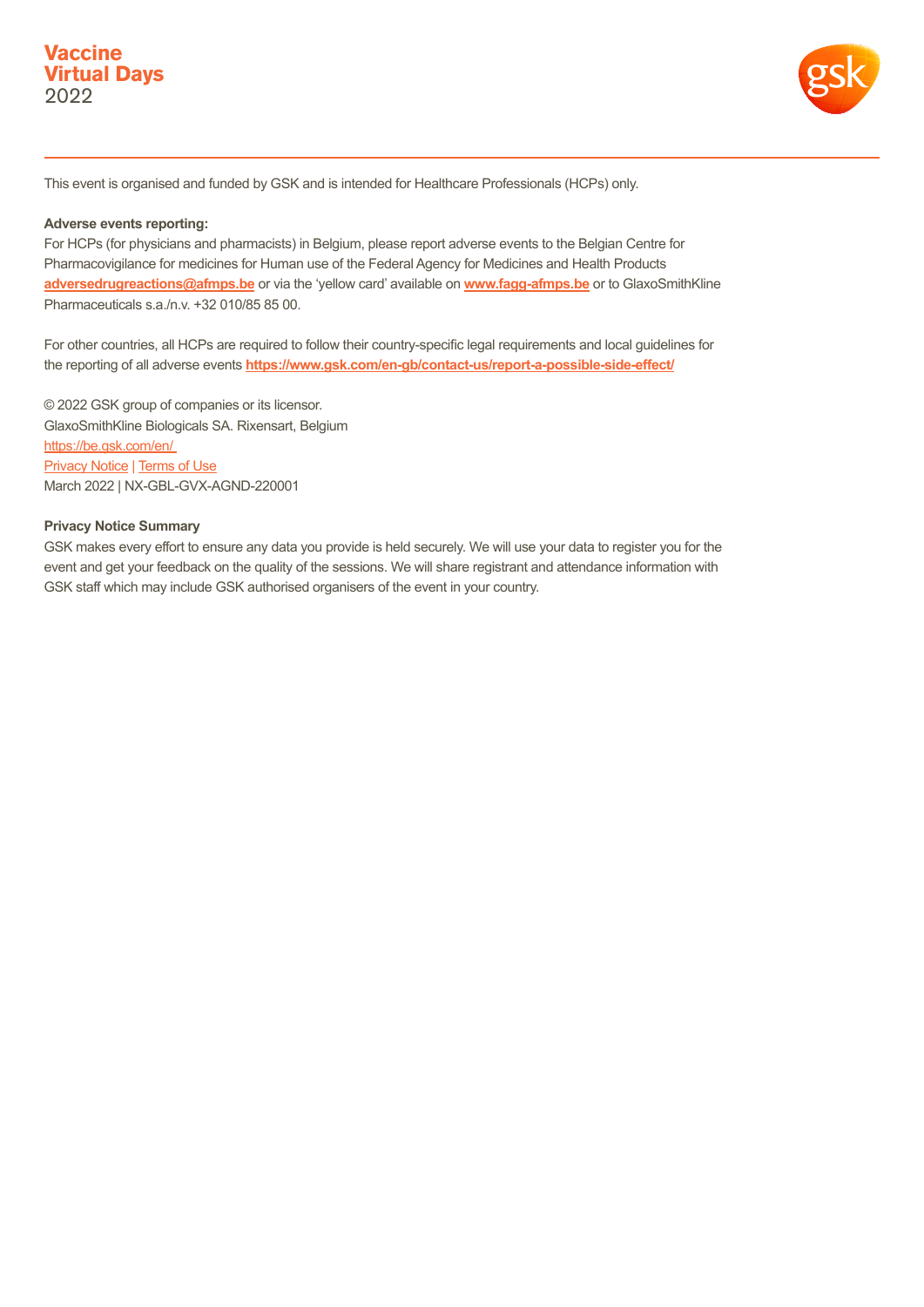This event is organised and funded by GSK and is intended for Healthcare Professionals (HCPs) only.

**Adverse events reporting:**
For HCPs (for physicians and pharmacists) in Belgium, please report adverse events to the Belgian Centre for Pharmacovigilance for medicines for Human use of the Federal Agency for Medicines and Health Products **adversedrugreactions@afmps.be** or via the 'yellow card' available on **www.fagg-afmps.be** or to GlaxoSmithKline Pharmaceuticals s.a./n.v. +32 010/85 85 00.

For other countries, all HCPs are required to follow their country-specific legal requirements and local guidelines for the reporting of all adverse events **https://www.gsk.com/en-gb/contact-us/report-a-possible-side-effect/**

© 2022 GSK group of companies or its licensor.
GlaxoSmithKline Biologicals SA. Rixensart, Belgium
https://be.gsk.com/en/
Privacy Notice | Terms of Use
March 2022 | NX-GBL-GVX-AGND-220001

**Privacy Notice Summary**
GSK makes every effort to ensure any data you provide is held securely. We will use your data to register you for the event and get your feedback on the quality of the sessions. We will share registrant and attendance information with GSK staff which may include GSK authorised organisers of the event in your country.